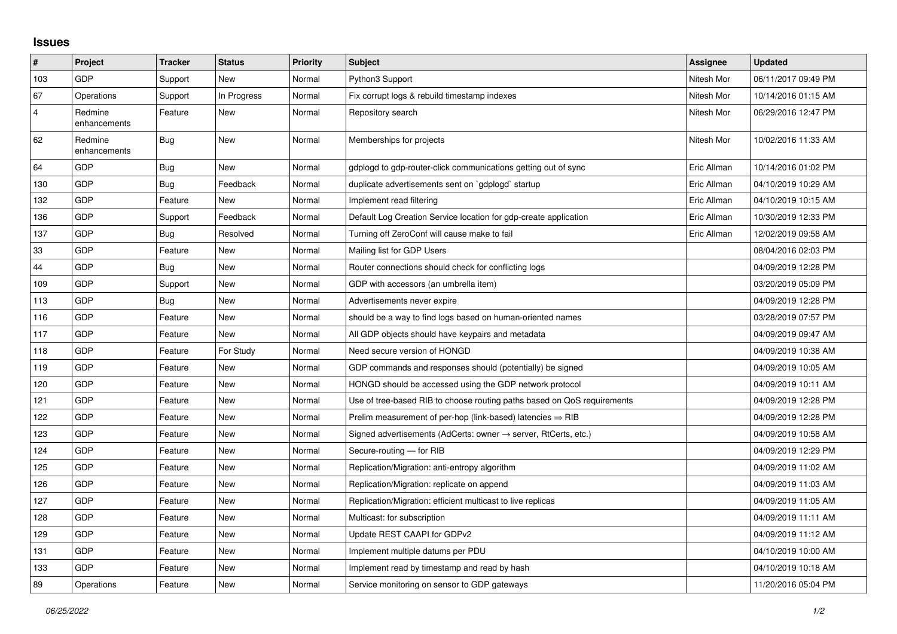## Issues

| # | Project | Tracker | Status | Priority | Subject | Assignee | Updated |
|---|---|---|---|---|---|---|---|
| 103 | GDP | Support | New | Normal | Python3 Support | Nitesh Mor | 06/11/2017 09:49 PM |
| 67 | Operations | Support | In Progress | Normal | Fix corrupt logs & rebuild timestamp indexes | Nitesh Mor | 10/14/2016 01:15 AM |
| 4 | Redmine enhancements | Feature | New | Normal | Repository search | Nitesh Mor | 06/29/2016 12:47 PM |
| 62 | Redmine enhancements | Bug | New | Normal | Memberships for projects | Nitesh Mor | 10/02/2016 11:33 AM |
| 64 | GDP | Bug | New | Normal | gdplogd to gdp-router-click communications getting out of sync | Eric Allman | 10/14/2016 01:02 PM |
| 130 | GDP | Bug | Feedback | Normal | duplicate advertisements sent on `gdplogd` startup | Eric Allman | 04/10/2019 10:29 AM |
| 132 | GDP | Feature | New | Normal | Implement read filtering | Eric Allman | 04/10/2019 10:15 AM |
| 136 | GDP | Support | Feedback | Normal | Default Log Creation Service location for gdp-create application | Eric Allman | 10/30/2019 12:33 PM |
| 137 | GDP | Bug | Resolved | Normal | Turning off ZeroConf will cause make to fail | Eric Allman | 12/02/2019 09:58 AM |
| 33 | GDP | Feature | New | Normal | Mailing list for GDP Users | | 08/04/2016 02:03 PM |
| 44 | GDP | Bug | New | Normal | Router connections should check for conflicting logs | | 04/09/2019 12:28 PM |
| 109 | GDP | Support | New | Normal | GDP with accessors (an umbrella item) | | 03/20/2019 05:09 PM |
| 113 | GDP | Bug | New | Normal | Advertisements never expire | | 04/09/2019 12:28 PM |
| 116 | GDP | Feature | New | Normal | should be a way to find logs based on human-oriented names | | 03/28/2019 07:57 PM |
| 117 | GDP | Feature | New | Normal | All GDP objects should have keypairs and metadata | | 04/09/2019 09:47 AM |
| 118 | GDP | Feature | For Study | Normal | Need secure version of HONGD | | 04/09/2019 10:38 AM |
| 119 | GDP | Feature | New | Normal | GDP commands and responses should (potentially) be signed | | 04/09/2019 10:05 AM |
| 120 | GDP | Feature | New | Normal | HONGD should be accessed using the GDP network protocol | | 04/09/2019 10:11 AM |
| 121 | GDP | Feature | New | Normal | Use of tree-based RIB to choose routing paths based on QoS requirements | | 04/09/2019 12:28 PM |
| 122 | GDP | Feature | New | Normal | Prelim measurement of per-hop (link-based) latencies ⇒ RIB | | 04/09/2019 12:28 PM |
| 123 | GDP | Feature | New | Normal | Signed advertisements (AdCerts: owner → server, RtCerts, etc.) | | 04/09/2019 10:58 AM |
| 124 | GDP | Feature | New | Normal | Secure-routing — for RIB | | 04/09/2019 12:29 PM |
| 125 | GDP | Feature | New | Normal | Replication/Migration: anti-entropy algorithm | | 04/09/2019 11:02 AM |
| 126 | GDP | Feature | New | Normal | Replication/Migration: replicate on append | | 04/09/2019 11:03 AM |
| 127 | GDP | Feature | New | Normal | Replication/Migration: efficient multicast to live replicas | | 04/09/2019 11:05 AM |
| 128 | GDP | Feature | New | Normal | Multicast: for subscription | | 04/09/2019 11:11 AM |
| 129 | GDP | Feature | New | Normal | Update REST CAAPI for GDPv2 | | 04/09/2019 11:12 AM |
| 131 | GDP | Feature | New | Normal | Implement multiple datums per PDU | | 04/10/2019 10:00 AM |
| 133 | GDP | Feature | New | Normal | Implement read by timestamp and read by hash | | 04/10/2019 10:18 AM |
| 89 | Operations | Feature | New | Normal | Service monitoring on sensor to GDP gateways | | 11/20/2016 05:04 PM |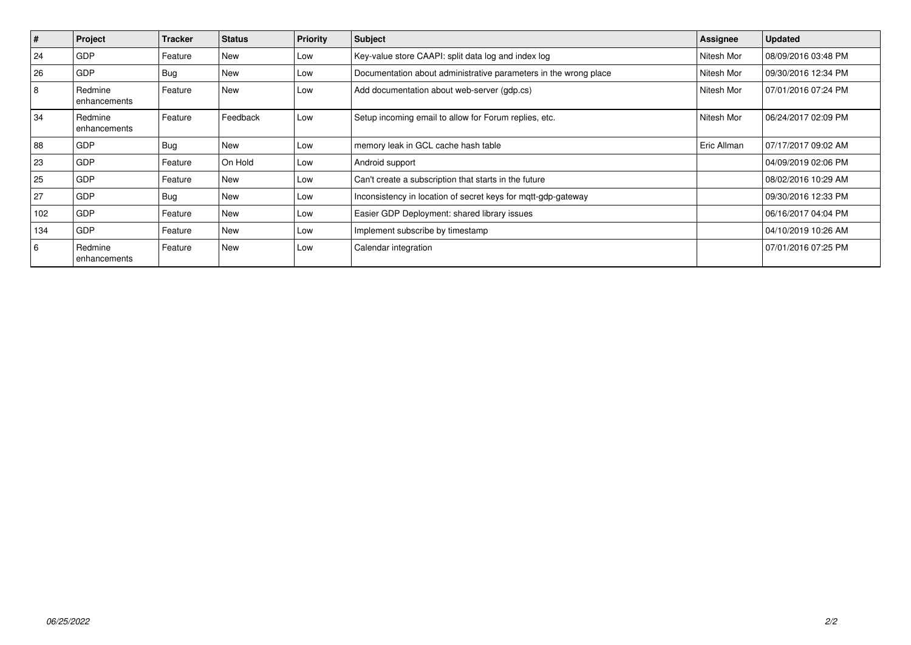| # | Project | Tracker | Status | Priority | Subject | Assignee | Updated |
|---|---|---|---|---|---|---|---|
| 24 | GDP | Feature | New | Low | Key-value store CAAPI: split data log and index log | Nitesh Mor | 08/09/2016 03:48 PM |
| 26 | GDP | Bug | New | Low | Documentation about administrative parameters in the wrong place | Nitesh Mor | 09/30/2016 12:34 PM |
| 8 | Redmine enhancements | Feature | New | Low | Add documentation about web-server (gdp.cs) | Nitesh Mor | 07/01/2016 07:24 PM |
| 34 | Redmine enhancements | Feature | Feedback | Low | Setup incoming email to allow for Forum replies, etc. | Nitesh Mor | 06/24/2017 02:09 PM |
| 88 | GDP | Bug | New | Low | memory leak in GCL cache hash table | Eric Allman | 07/17/2017 09:02 AM |
| 23 | GDP | Feature | On Hold | Low | Android support | | 04/09/2019 02:06 PM |
| 25 | GDP | Feature | New | Low | Can't create a subscription that starts in the future | | 08/02/2016 10:29 AM |
| 27 | GDP | Bug | New | Low | Inconsistency in location of secret keys for mqtt-gdp-gateway | | 09/30/2016 12:33 PM |
| 102 | GDP | Feature | New | Low | Easier GDP Deployment: shared library issues | | 06/16/2017 04:04 PM |
| 134 | GDP | Feature | New | Low | Implement subscribe by timestamp | | 04/10/2019 10:26 AM |
| 6 | Redmine enhancements | Feature | New | Low | Calendar integration | | 07/01/2016 07:25 PM |